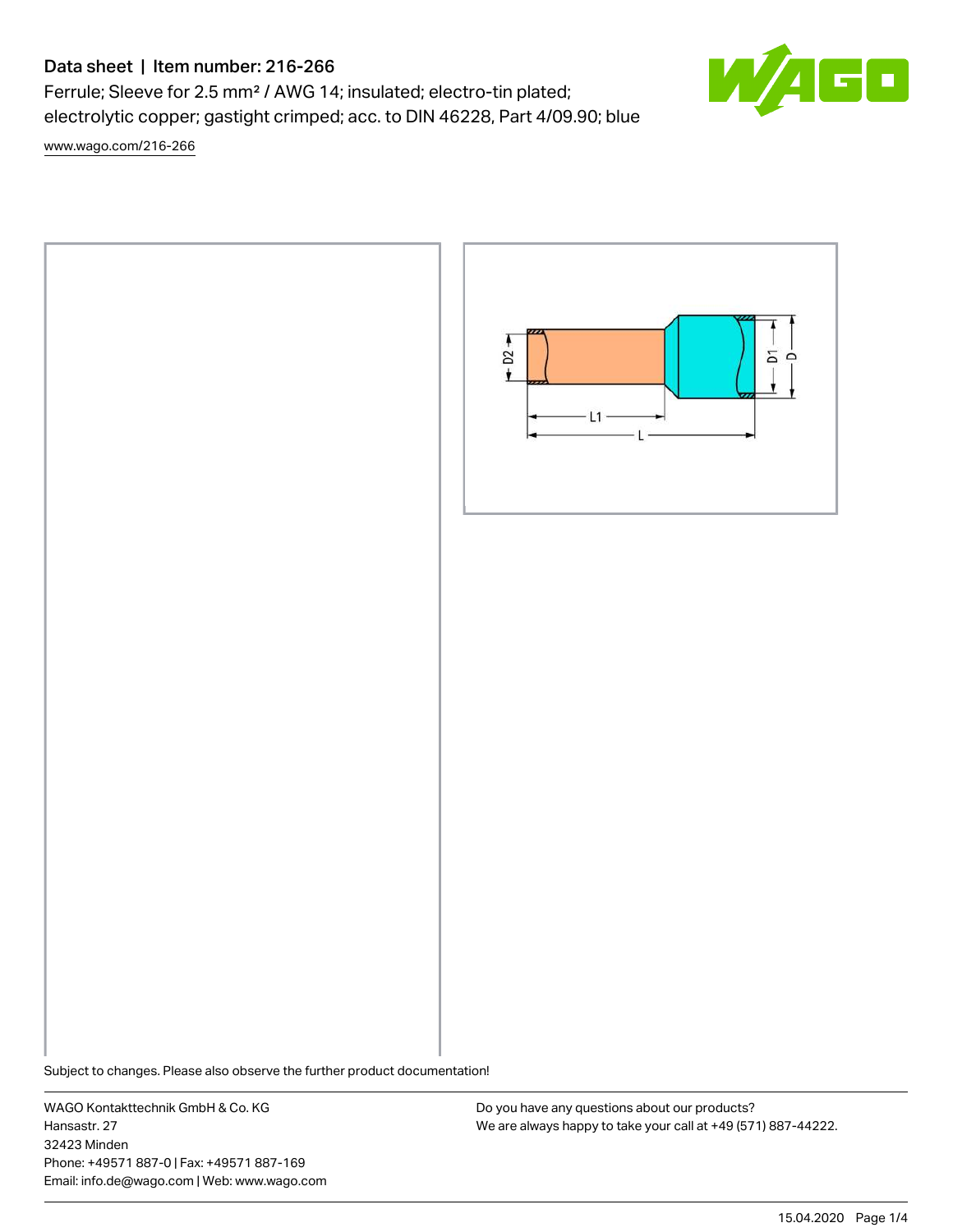# Data sheet | Item number: 216-266

Ferrule; Sleeve for 2.5 mm² / AWG 14; insulated; electro-tin plated; electrolytic copper; gastight crimped; acc. to DIN 46228, Part 4/09.90; blue

www.wago.com/216-266

D2

L1

L

D1

D

Subject to changes. Please also observe the further product documentation!

WAGO Kontakttechnik GmbH & Co. KG
Hansastr. 27
32423 Minden
Phone: +49571 887-0 | Fax: +49571 887-169
Email: info.de@wago.com | Web: www.wago.com

Do you have any questions about our products?
We are always happy to take your call at +49 (571) 887-44222.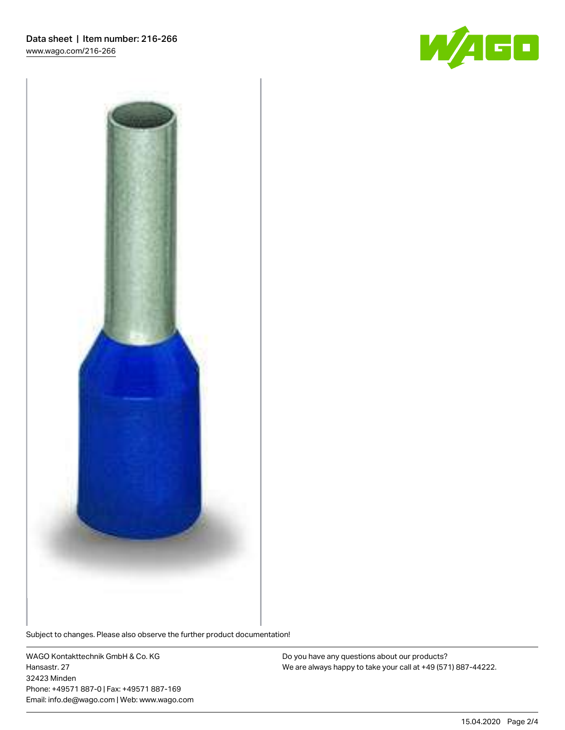Subject to changes. Please also observe the further product documentation!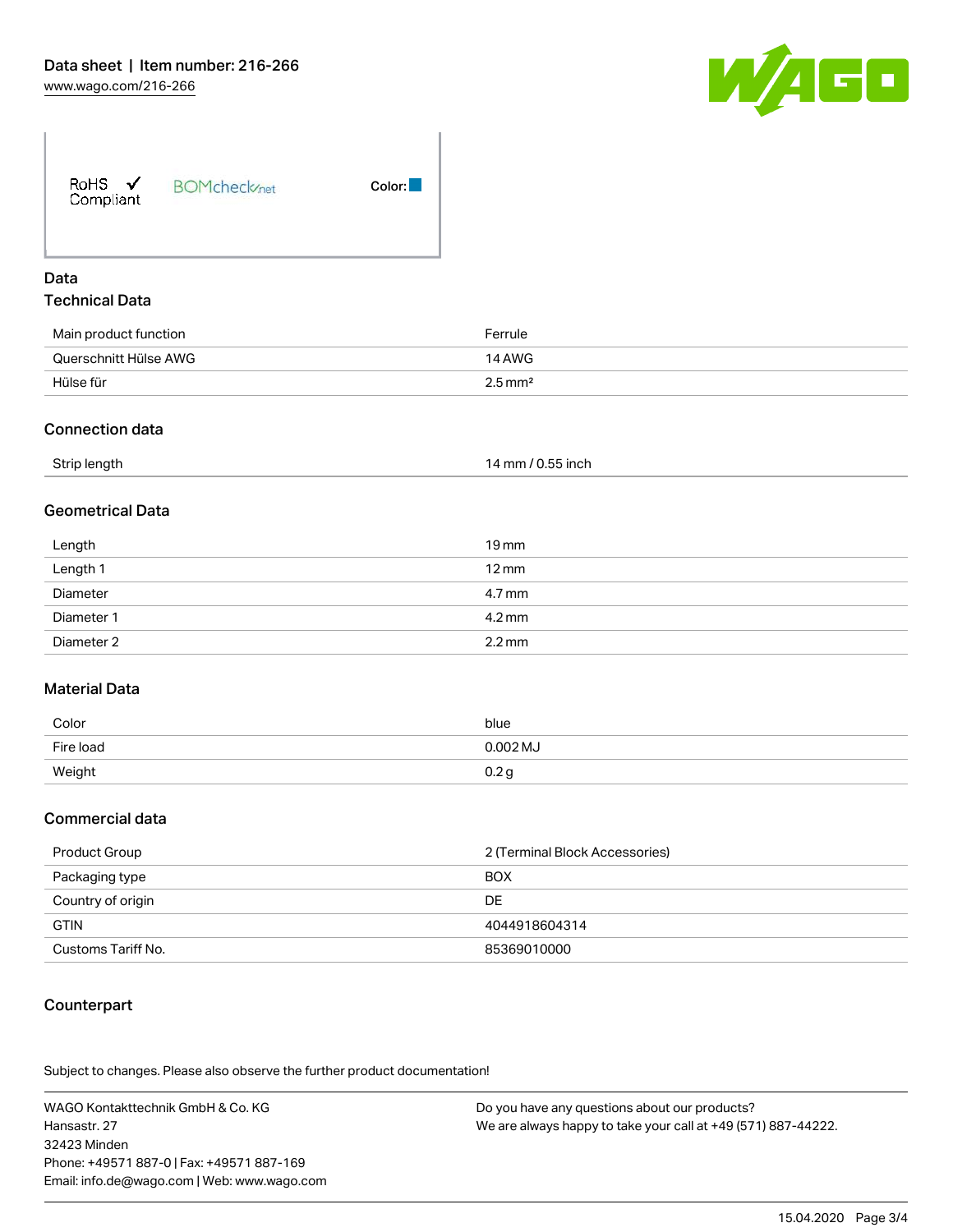RoHS ✓ Compliant   BOMcheck.net   Color: ■

## Data

### Technical Data

| | |
|---|---|
| Main product function | Ferrule |
| Querschnitt Hülse AWG | 14 AWG |
| Hülse für | 2.5 mm² |

### Connection data

| | |
|---|---|
| Strip length | 14 mm / 0.55 inch |

### Geometrical Data

| | |
|---|---|
| Length | 19 mm |
| Length 1 | 12 mm |
| Diameter | 4.7 mm |
| Diameter 1 | 4.2 mm |
| Diameter 2 | 2.2 mm |

### Material Data

| | |
|---|---|
| Color | blue |
| Fire load | 0.002 MJ |
| Weight | 0.2 g |

### Commercial data

| | |
|---|---|
| Product Group | 2 (Terminal Block Accessories) |
| Packaging type | BOX |
| Country of origin | DE |
| GTIN | 4044918604314 |
| Customs Tariff No. | 85369010000 |

### Counterpart

Subject to changes. Please also observe the further product documentation!

WAGO Kontakttechnik GmbH & Co. KG
Hansastr. 27
32423 Minden
Phone: +49571 887-0 | Fax: +49571 887-169
Email: info.de@wago.com | Web: www.wago.com

Do you have any questions about our products?
We are always happy to take your call at +49 (571) 887-44222.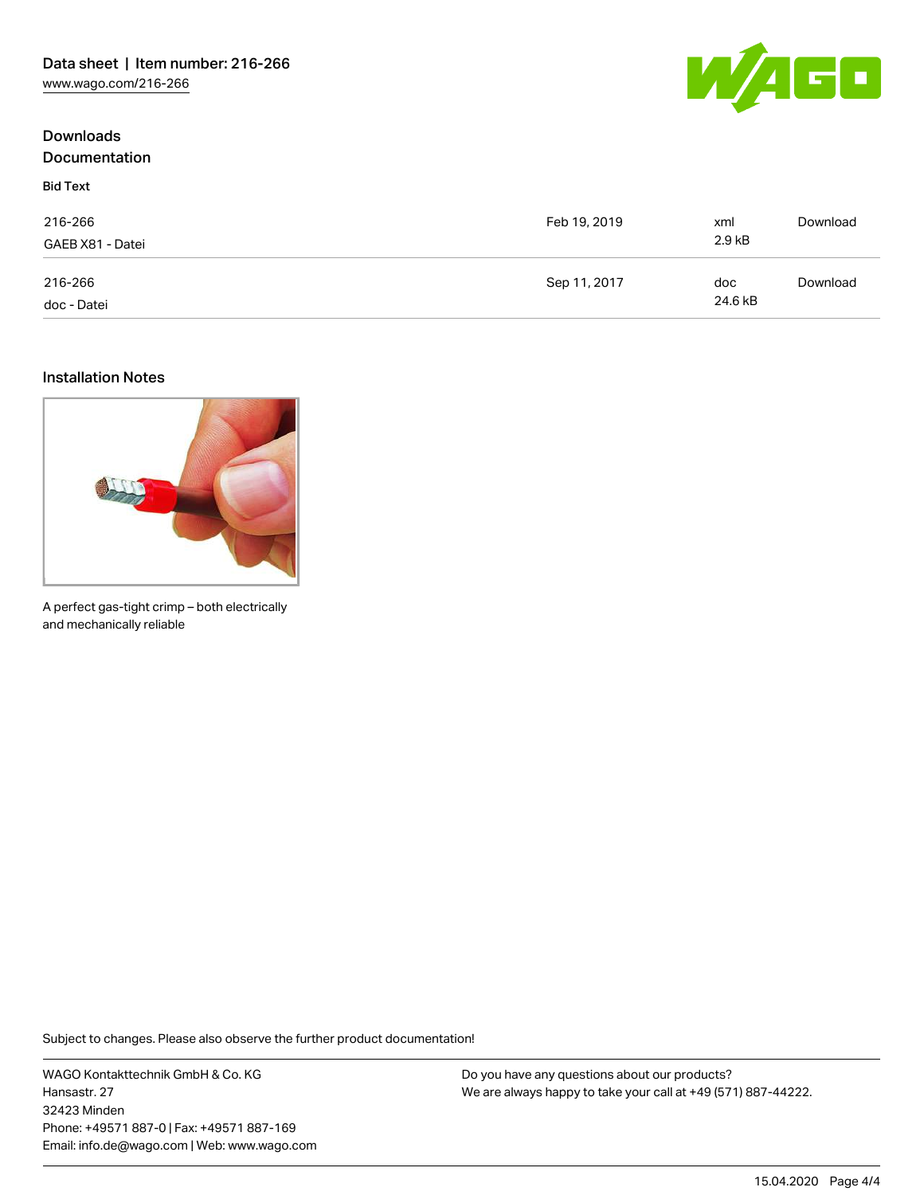## Downloads

### Documentation

**Bid Text**

| | | | |
|---|---|---|---|
| 216-266<br>GAEB X81 - Datei | Feb 19, 2019 | xml<br>2.9 kB | Download |
| 216-266<br>doc - Datei | Sep 11, 2017 | doc<br>24.6 kB | Download |

### Installation Notes

A perfect gas-tight crimp – both electrically and mechanically reliable

Subject to changes. Please also observe the further product documentation!

WAGO Kontakttechnik GmbH & Co. KG
Hansastr. 27
32423 Minden
Phone: +49571 887-0 | Fax: +49571 887-169
Email: info.de@wago.com | Web: www.wago.com

Do you have any questions about our products?
We are always happy to take your call at +49 (571) 887-44222.